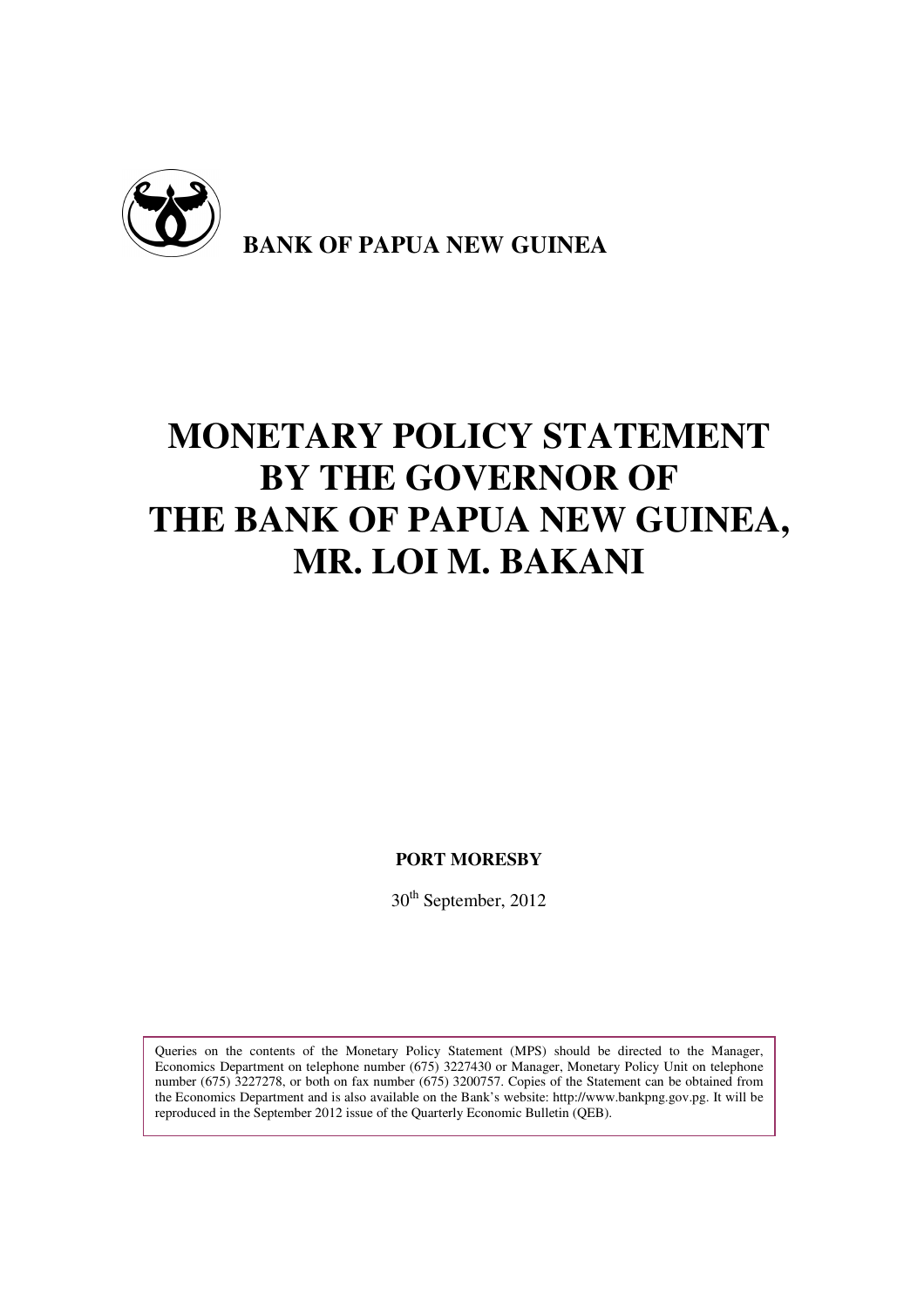**BANK OF PAPUA NEW GUINEA**

# MONETARY POLICY STATEMENT BY THE GOVERNOR OF THE BANK OF PAPUA NEW GUINEA, MR. LOI M. BAKANI

**PORT MORESBY**

30th September, 2012

Queries on the contents of the Monetary Policy Statement (MPS) should be directed to the Manager, Economics Department on telephone number (675) 3227430 or Manager, Monetary Policy Unit on telephone number (675) 3227278, or both on fax number (675) 3200757. Copies of the Statement can be obtained from the Economics Department and is also available on the Bank's website: http://www.bankpng.gov.pg. It will be reproduced in the September 2012 issue of the Quarterly Economic Bulletin (QEB).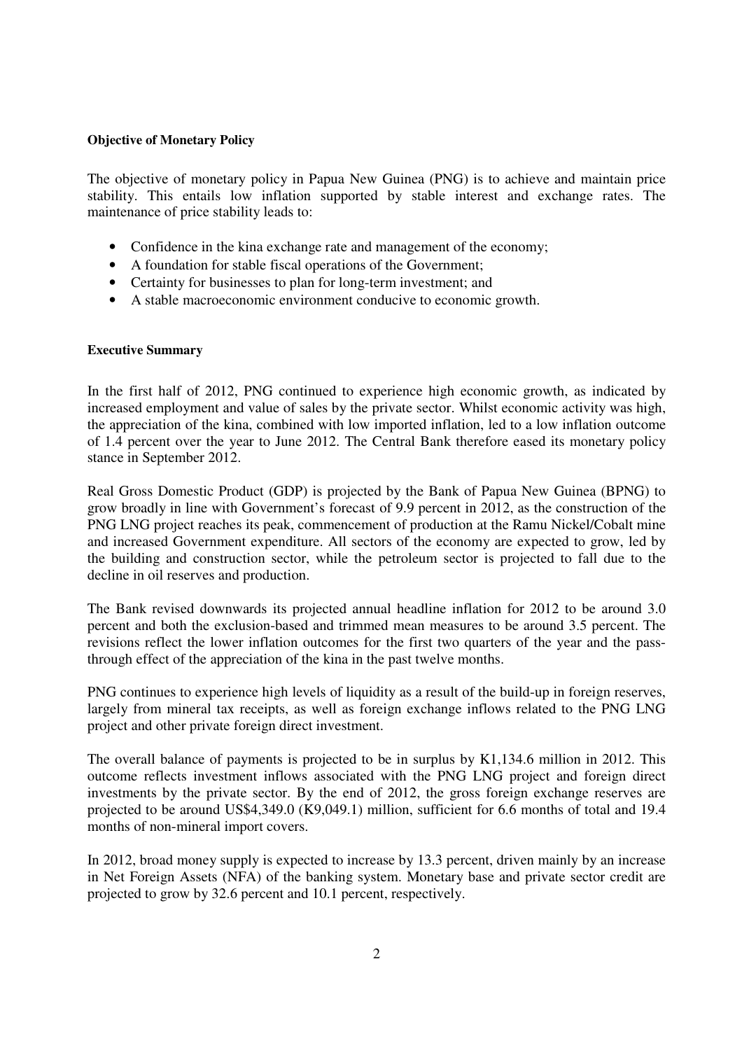**Objective of Monetary Policy**

The objective of monetary policy in Papua New Guinea (PNG) is to achieve and maintain price stability. This entails low inflation supported by stable interest and exchange rates. The maintenance of price stability leads to:

- Confidence in the kina exchange rate and management of the economy;
- A foundation for stable fiscal operations of the Government;
- Certainty for businesses to plan for long-term investment; and
- A stable macroeconomic environment conducive to economic growth.

**Executive Summary**

In the first half of 2012, PNG continued to experience high economic growth, as indicated by increased employment and value of sales by the private sector. Whilst economic activity was high, the appreciation of the kina, combined with low imported inflation, led to a low inflation outcome of 1.4 percent over the year to June 2012. The Central Bank therefore eased its monetary policy stance in September 2012.

Real Gross Domestic Product (GDP) is projected by the Bank of Papua New Guinea (BPNG) to grow broadly in line with Government's forecast of 9.9 percent in 2012, as the construction of the PNG LNG project reaches its peak, commencement of production at the Ramu Nickel/Cobalt mine and increased Government expenditure. All sectors of the economy are expected to grow, led by the building and construction sector, while the petroleum sector is projected to fall due to the decline in oil reserves and production.

The Bank revised downwards its projected annual headline inflation for 2012 to be around 3.0 percent and both the exclusion-based and trimmed mean measures to be around 3.5 percent. The revisions reflect the lower inflation outcomes for the first two quarters of the year and the pass-through effect of the appreciation of the kina in the past twelve months.

PNG continues to experience high levels of liquidity as a result of the build-up in foreign reserves, largely from mineral tax receipts, as well as foreign exchange inflows related to the PNG LNG project and other private foreign direct investment.

The overall balance of payments is projected to be in surplus by K1,134.6 million in 2012. This outcome reflects investment inflows associated with the PNG LNG project and foreign direct investments by the private sector. By the end of 2012, the gross foreign exchange reserves are projected to be around US$4,349.0 (K9,049.1) million, sufficient for 6.6 months of total and 19.4 months of non-mineral import covers.

In 2012, broad money supply is expected to increase by 13.3 percent, driven mainly by an increase in Net Foreign Assets (NFA) of the banking system. Monetary base and private sector credit are projected to grow by 32.6 percent and 10.1 percent, respectively.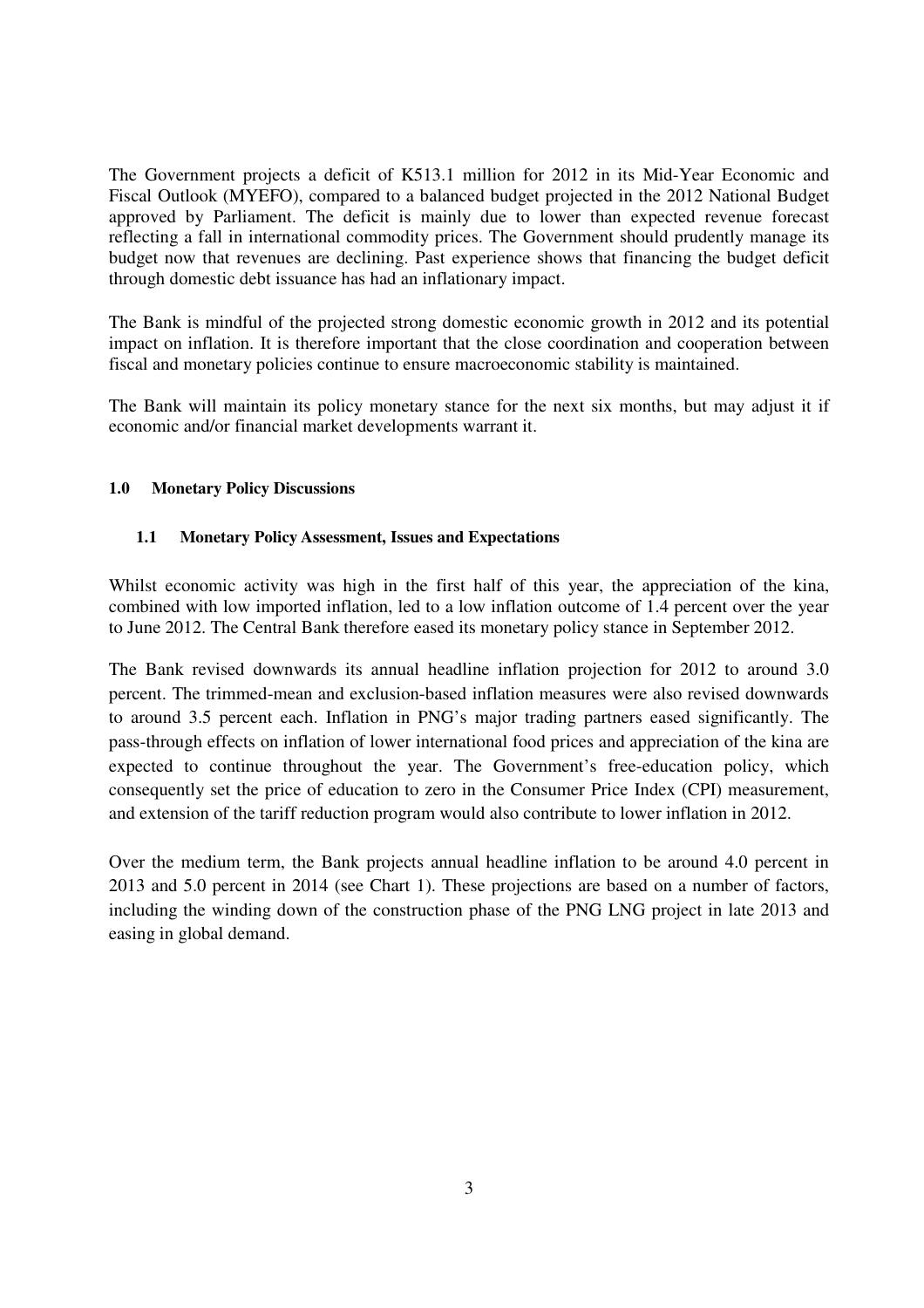The Government projects a deficit of K513.1 million for 2012 in its Mid-Year Economic and Fiscal Outlook (MYEFO), compared to a balanced budget projected in the 2012 National Budget approved by Parliament. The deficit is mainly due to lower than expected revenue forecast reflecting a fall in international commodity prices. The Government should prudently manage its budget now that revenues are declining. Past experience shows that financing the budget deficit through domestic debt issuance has had an inflationary impact.

The Bank is mindful of the projected strong domestic economic growth in 2012 and its potential impact on inflation. It is therefore important that the close coordination and cooperation between fiscal and monetary policies continue to ensure macroeconomic stability is maintained.

The Bank will maintain its policy monetary stance for the next six months, but may adjust it if economic and/or financial market developments warrant it.

## 1.0 Monetary Policy Discussions

### 1.1 Monetary Policy Assessment, Issues and Expectations

Whilst economic activity was high in the first half of this year, the appreciation of the kina, combined with low imported inflation, led to a low inflation outcome of 1.4 percent over the year to June 2012. The Central Bank therefore eased its monetary policy stance in September 2012.

The Bank revised downwards its annual headline inflation projection for 2012 to around 3.0 percent. The trimmed-mean and exclusion-based inflation measures were also revised downwards to around 3.5 percent each. Inflation in PNG's major trading partners eased significantly. The pass-through effects on inflation of lower international food prices and appreciation of the kina are expected to continue throughout the year. The Government's free-education policy, which consequently set the price of education to zero in the Consumer Price Index (CPI) measurement, and extension of the tariff reduction program would also contribute to lower inflation in 2012.

Over the medium term, the Bank projects annual headline inflation to be around 4.0 percent in 2013 and 5.0 percent in 2014 (see Chart 1). These projections are based on a number of factors, including the winding down of the construction phase of the PNG LNG project in late 2013 and easing in global demand.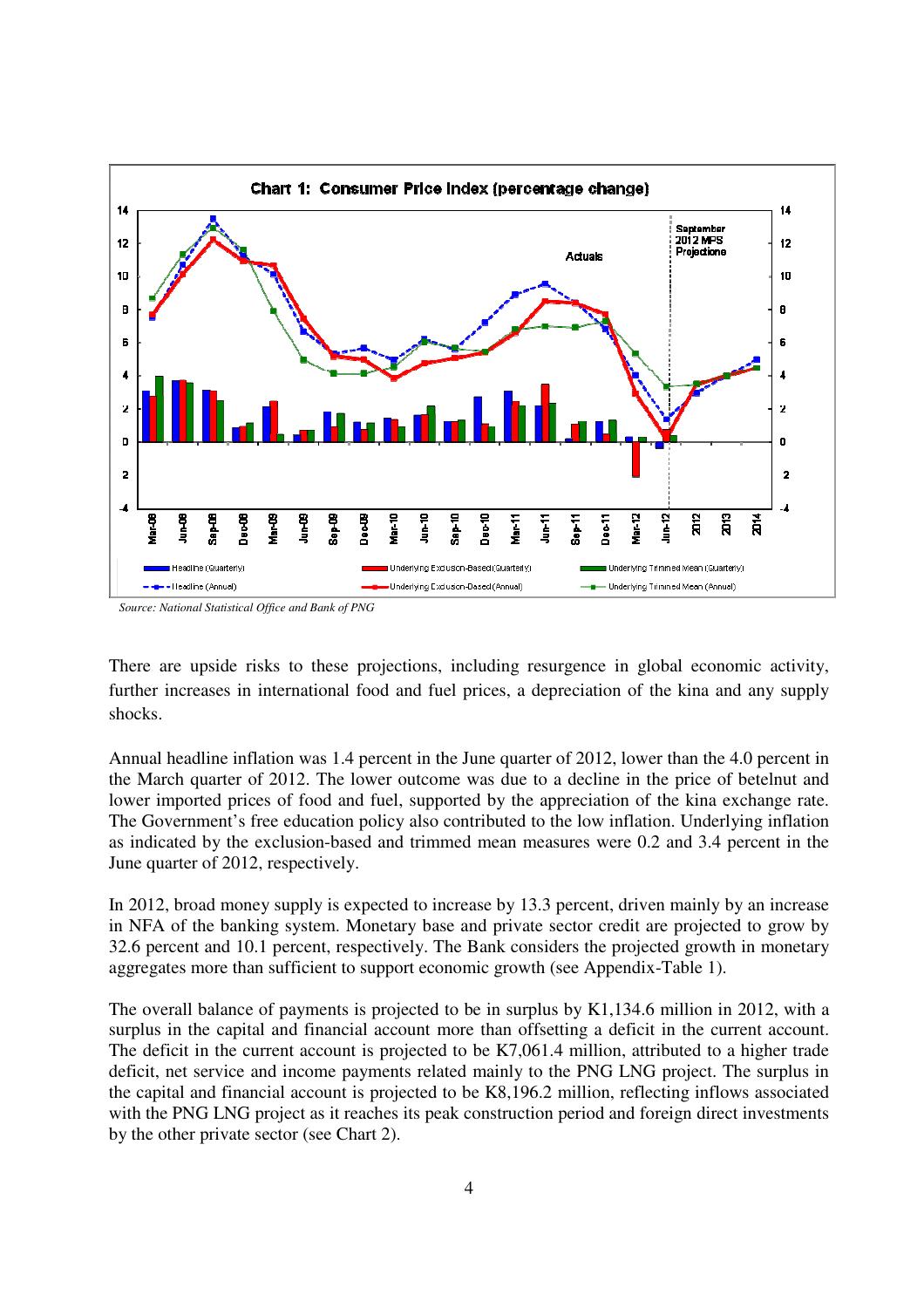**Chart 1: Consumer Price Index (percentage change)**

*Source: National Statistical Office and Bank of PNG*

There are upside risks to these projections, including resurgence in global economic activity, further increases in international food and fuel prices, a depreciation of the kina and any supply shocks.

Annual headline inflation was 1.4 percent in the June quarter of 2012, lower than the 4.0 percent in the March quarter of 2012. The lower outcome was due to a decline in the price of betelnut and lower imported prices of food and fuel, supported by the appreciation of the kina exchange rate. The Government's free education policy also contributed to the low inflation. Underlying inflation as indicated by the exclusion-based and trimmed mean measures were 0.2 and 3.4 percent in the June quarter of 2012, respectively.

In 2012, broad money supply is expected to increase by 13.3 percent, driven mainly by an increase in NFA of the banking system. Monetary base and private sector credit are projected to grow by 32.6 percent and 10.1 percent, respectively. The Bank considers the projected growth in monetary aggregates more than sufficient to support economic growth (see Appendix-Table 1).

The overall balance of payments is projected to be in surplus by K1,134.6 million in 2012, with a surplus in the capital and financial account more than offsetting a deficit in the current account. The deficit in the current account is projected to be K7,061.4 million, attributed to a higher trade deficit, net service and income payments related mainly to the PNG LNG project. The surplus in the capital and financial account is projected to be K8,196.2 million, reflecting inflows associated with the PNG LNG project as it reaches its peak construction period and foreign direct investments by the other private sector (see Chart 2).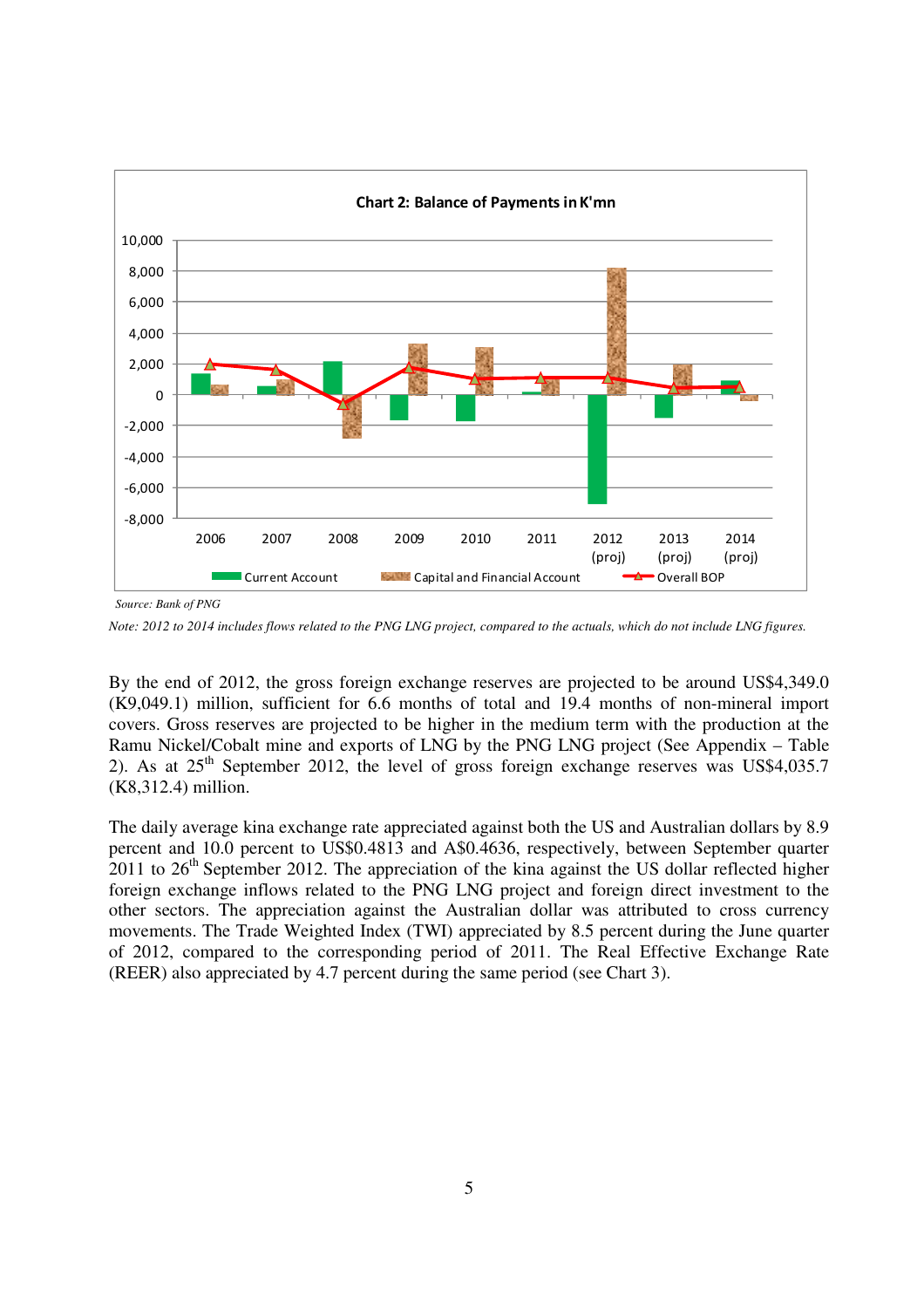**Chart 2: Balance of Payments in K'mn**

Source: Bank of PNG

*Note: 2012 to 2014 includes flows related to the PNG LNG project, compared to the actuals, which do not include LNG figures.*

By the end of 2012, the gross foreign exchange reserves are projected to be around US$4,349.0 (K9,049.1) million, sufficient for 6.6 months of total and 19.4 months of non-mineral import covers. Gross reserves are projected to be higher in the medium term with the production at the Ramu Nickel/Cobalt mine and exports of LNG by the PNG LNG project (See Appendix – Table 2). As at 25th September 2012, the level of gross foreign exchange reserves was US$4,035.7 (K8,312.4) million.

The daily average kina exchange rate appreciated against both the US and Australian dollars by 8.9 percent and 10.0 percent to US$0.4813 and A$0.4636, respectively, between September quarter 2011 to 26th September 2012. The appreciation of the kina against the US dollar reflected higher foreign exchange inflows related to the PNG LNG project and foreign direct investment to the other sectors. The appreciation against the Australian dollar was attributed to cross currency movements. The Trade Weighted Index (TWI) appreciated by 8.5 percent during the June quarter of 2012, compared to the corresponding period of 2011. The Real Effective Exchange Rate (REER) also appreciated by 4.7 percent during the same period (see Chart 3).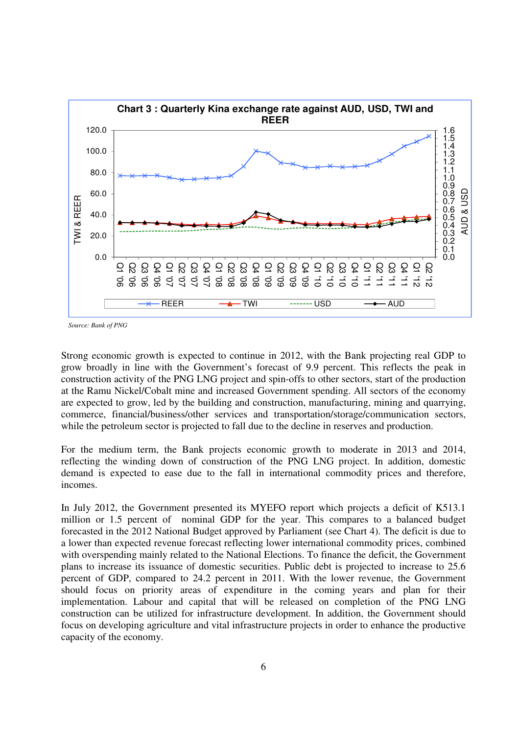**Chart 3 : Quarterly Kina exchange rate against AUD, USD, TWI and REER**

*Source: Bank of PNG*

Strong economic growth is expected to continue in 2012, with the Bank projecting real GDP to grow broadly in line with the Government's forecast of 9.9 percent. This reflects the peak in construction activity of the PNG LNG project and spin-offs to other sectors, start of the production at the Ramu Nickel/Cobalt mine and increased Government spending. All sectors of the economy are expected to grow, led by the building and construction, manufacturing, mining and quarrying, commerce, financial/business/other services and transportation/storage/communication sectors, while the petroleum sector is projected to fall due to the decline in reserves and production.

For the medium term, the Bank projects economic growth to moderate in 2013 and 2014, reflecting the winding down of construction of the PNG LNG project. In addition, domestic demand is expected to ease due to the fall in international commodity prices and therefore, incomes.

In July 2012, the Government presented its MYEFO report which projects a deficit of K513.1 million or 1.5 percent of nominal GDP for the year. This compares to a balanced budget forecasted in the 2012 National Budget approved by Parliament (see Chart 4). The deficit is due to a lower than expected revenue forecast reflecting lower international commodity prices, combined with overspending mainly related to the National Elections. To finance the deficit, the Government plans to increase its issuance of domestic securities. Public debt is projected to increase to 25.6 percent of GDP, compared to 24.2 percent in 2011. With the lower revenue, the Government should focus on priority areas of expenditure in the coming years and plan for their implementation. Labour and capital that will be released on completion of the PNG LNG construction can be utilized for infrastructure development. In addition, the Government should focus on developing agriculture and vital infrastructure projects in order to enhance the productive capacity of the economy.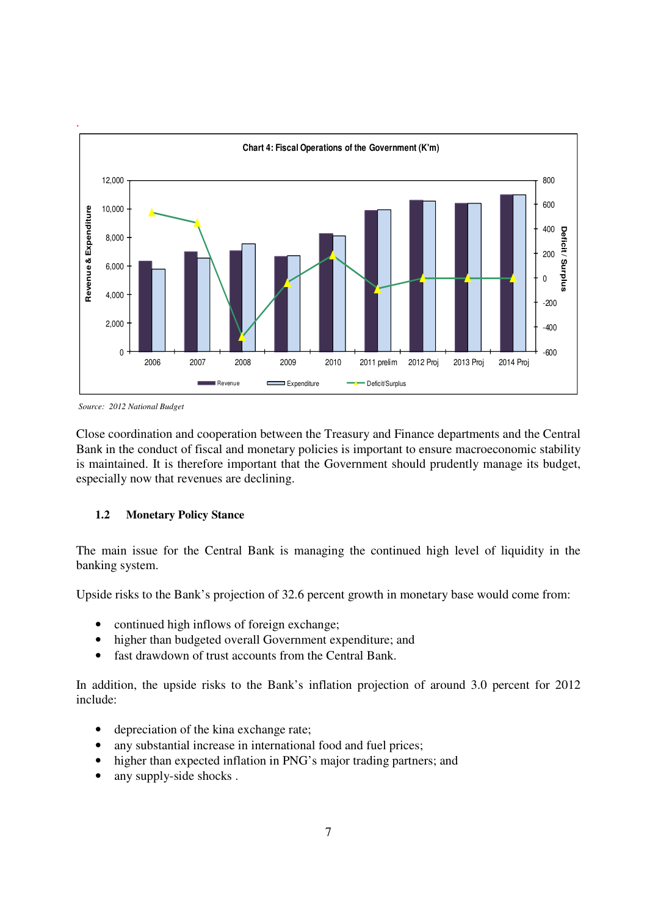**Chart 4: Fiscal Operations of the Government (K'm)**

*Source: 2012 National Budget*

Close coordination and cooperation between the Treasury and Finance departments and the Central Bank in the conduct of fiscal and monetary policies is important to ensure macroeconomic stability is maintained. It is therefore important that the Government should prudently manage its budget, especially now that revenues are declining.

### 1.2 Monetary Policy Stance

The main issue for the Central Bank is managing the continued high level of liquidity in the banking system.

Upside risks to the Bank's projection of 32.6 percent growth in monetary base would come from:

- continued high inflows of foreign exchange;
- higher than budgeted overall Government expenditure; and
- fast drawdown of trust accounts from the Central Bank.

In addition, the upside risks to the Bank's inflation projection of around 3.0 percent for 2012 include:

- depreciation of the kina exchange rate;
- any substantial increase in international food and fuel prices;
- higher than expected inflation in PNG's major trading partners; and
- any supply-side shocks .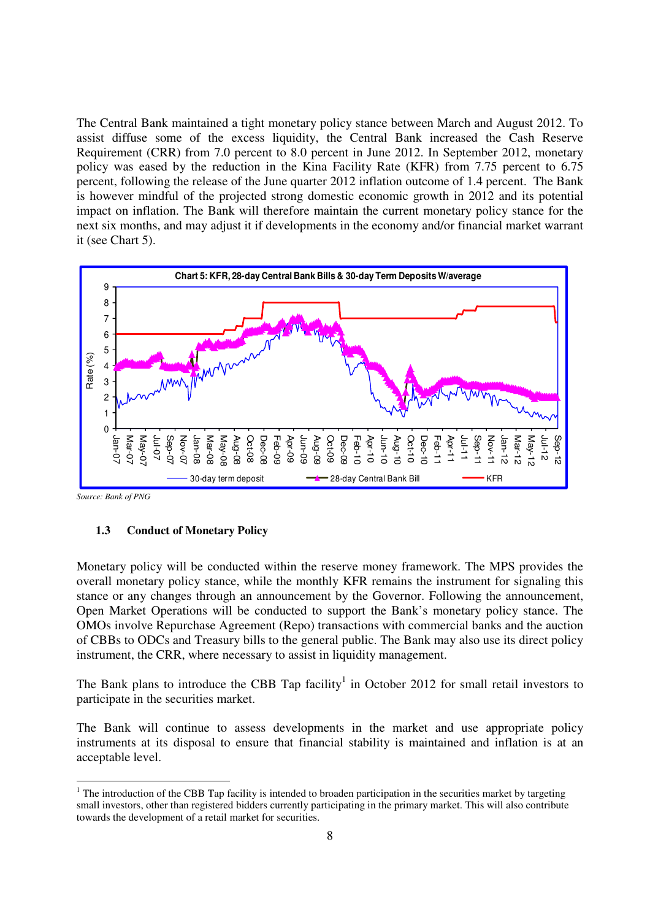The Central Bank maintained a tight monetary policy stance between March and August 2012. To assist diffuse some of the excess liquidity, the Central Bank increased the Cash Reserve Requirement (CRR) from 7.0 percent to 8.0 percent in June 2012. In September 2012, monetary policy was eased by the reduction in the Kina Facility Rate (KFR) from 7.75 percent to 6.75 percent, following the release of the June quarter 2012 inflation outcome of 1.4 percent. The Bank is however mindful of the projected strong domestic economic growth in 2012 and its potential impact on inflation. The Bank will therefore maintain the current monetary policy stance for the next six months, and may adjust it if developments in the economy and/or financial market warrant it (see Chart 5).

**Chart 5: KFR, 28-day Central Bank Bills & 30-day Term Deposits W/average**

*Source: Bank of PNG*

### 1.3 Conduct of Monetary Policy

Monetary policy will be conducted within the reserve money framework. The MPS provides the overall monetary policy stance, while the monthly KFR remains the instrument for signaling this stance or any changes through an announcement by the Governor. Following the announcement, Open Market Operations will be conducted to support the Bank's monetary policy stance. The OMOs involve Repurchase Agreement (Repo) transactions with commercial banks and the auction of CBBs to ODCs and Treasury bills to the general public. The Bank may also use its direct policy instrument, the CRR, where necessary to assist in liquidity management.

The Bank plans to introduce the CBB Tap facility[1] in October 2012 for small retail investors to participate in the securities market.

The Bank will continue to assess developments in the market and use appropriate policy instruments at its disposal to ensure that financial stability is maintained and inflation is at an acceptable level.

[1] The introduction of the CBB Tap facility is intended to broaden participation in the securities market by targeting small investors, other than registered bidders currently participating in the primary market. This will also contribute towards the development of a retail market for securities.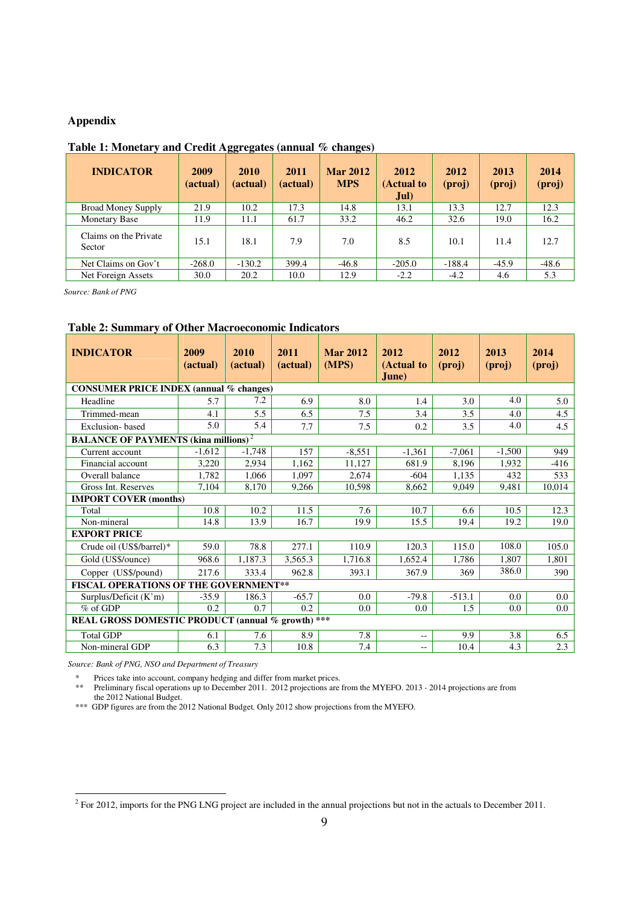# Appendix

**Table 1: Monetary and Credit Aggregates (annual % changes)**

| INDICATOR | 2009 (actual) | 2010 (actual) | 2011 (actual) | Mar 2012 MPS | 2012 (Actual to Jul) | 2012 (proj) | 2013 (proj) | 2014 (proj) |
|---|---|---|---|---|---|---|---|---|
| Broad Money Supply | 21.9 | 10.2 | 17.3 | 14.8 | 13.1 | 13.3 | 12.7 | 12.3 |
| Monetary Base | 11.9 | 11.1 | 61.7 | 33.2 | 46.2 | 32.6 | 19.0 | 16.2 |
| Claims on the Private Sector | 15.1 | 18.1 | 7.9 | 7.0 | 8.5 | 10.1 | 11.4 | 12.7 |
| Net Claims on Gov't | -268.0 | -130.2 | 399.4 | -46.8 | -205.0 | -188.4 | -45.9 | -48.6 |
| Net Foreign Assets | 30.0 | 20.2 | 10.0 | 12.9 | -2.2 | -4.2 | 4.6 | 5.3 |

*Source: Bank of PNG*

**Table 2: Summary of Other Macroeconomic Indicators**

| INDICATOR | 2009 (actual) | 2010 (actual) | 2011 (actual) | Mar 2012 (MPS) | 2012 (Actual to June) | 2012 (proj) | 2013 (proj) | 2014 (proj) |
|---|---|---|---|---|---|---|---|---|
| **CONSUMER PRICE INDEX (annual % changes)** | | | | | | | | |
| Headline | 5.7 | 7.2 | 6.9 | 8.0 | 1.4 | 3.0 | 4.0 | 5.0 |
| Trimmed-mean | 4.1 | 5.5 | 6.5 | 7.5 | 3.4 | 3.5 | 4.0 | 4.5 |
| Exclusion- based | 5.0 | 5.4 | 7.7 | 7.5 | 0.2 | 3.5 | 4.0 | 4.5 |
| **BALANCE OF PAYMENTS (kina millions)** [2] | | | | | | | | |
| Current account | -1,612 | -1,748 | 157 | -8,551 | -1,361 | -7,061 | -1,500 | 949 |
| Financial account | 3,220 | 2,934 | 1,162 | 11,127 | 681.9 | 8,196 | 1,932 | -416 |
| Overall balance | 1,782 | 1,066 | 1,097 | 2,674 | -604 | 1,135 | 432 | 533 |
| Gross Int. Reserves | 7,104 | 8,170 | 9,266 | 10,598 | 8,662 | 9,049 | 9,481 | 10,014 |
| **IMPORT COVER (months)** | | | | | | | | |
| Total | 10.8 | 10.2 | 11.5 | 7.6 | 10.7 | 6.6 | 10.5 | 12.3 |
| Non-mineral | 14.8 | 13.9 | 16.7 | 19.9 | 15.5 | 19.4 | 19.2 | 19.0 |
| **EXPORT PRICE** | | | | | | | | |
| Crude oil (US$/barrel)* | 59.0 | 78.8 | 277.1 | 110.9 | 120.3 | 115.0 | 108.0 | 105.0 |
| Gold (US$/ounce) | 968.6 | 1,187.3 | 3,565.3 | 1,716.8 | 1,652.4 | 1,786 | 1,807 | 1,801 |
| Copper (US$/pound) | 217.6 | 333.4 | 962.8 | 393.1 | 367.9 | 369 | 386.0 | 390 |
| **FISCAL OPERATIONS OF THE GOVERNMENT**** | | | | | | | | |
| Surplus/Deficit (K'm) | -35.9 | 186.3 | -65.7 | 0.0 | -79.8 | -513.1 | 0.0 | 0.0 |
| % of GDP | 0.2 | 0.7 | 0.2 | 0.0 | 0.0 | 1.5 | 0.0 | 0.0 |
| **REAL GROSS DOMESTIC PRODUCT (annual % growth)** *** | | | | | | | | |
| Total GDP | 6.1 | 7.6 | 8.9 | 7.8 | -- | 9.9 | 3.8 | 6.5 |
| Non-mineral GDP | 6.3 | 7.3 | 10.8 | 7.4 | -- | 10.4 | 4.3 | 2.3 |

*Source: Bank of PNG, NSO and Department of Treasury*

\* Prices take into account, company hedging and differ from market prices.

** Preliminary fiscal operations up to December 2011. 2012 projections are from the MYEFO. 2013 - 2014 projections are from the 2012 National Budget.

*** GDP figures are from the 2012 National Budget. Only 2012 show projections from the MYEFO.

[2] For 2012, imports for the PNG LNG project are included in the annual projections but not in the actuals to December 2011.